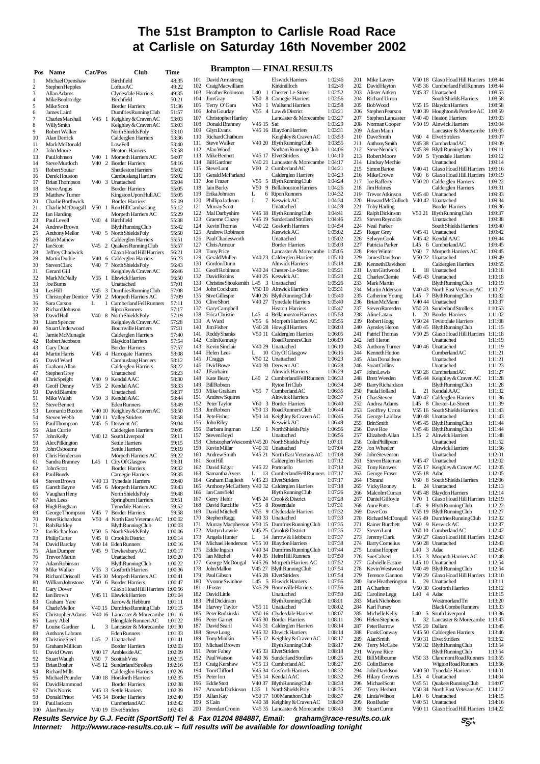# The 51st Brampton to Carlisle Road Race at Carlisle on Saturday 16th November 2002

## Brampton — FINAL RESULTS

| Pos | Name | Cat/Pos | Club | Time |
|---|---|---|---|---|
| 1 | Michael Openshaw | | Birchfield | 48:35 |
| 2 | Stephen Hepples | | Loftus AC | 49:22 |
| 3 | Allan Adams | | Clydesdale Harriers | 49:35 |
| 4 | Mike Boulstridge | | Birchfield | 50:21 |
| 5 | Mike Scott | | Border Harriers | 51:36 |
| 6 | James Laird | | Dumfries Running Club | 51:57 |
| 7 | Charles Marshall | V45 1 | Keighley & Craven AC | 53:03 |
| 8 | Willy Smith | | Keighley & Craven AC | 53:03 |
| 9 | Robert Walker | | North Shields Poly | 53:10 |
| 10 | Alan Derrick | | Calderglen Harriers | 53:36 |
| 11 | Mark McDonald | | Low Fell | 53:40 |
| 12 | John Moore | | Heaton Harriers | 53:58 |
| 13 | Paul Johnson | V40 1 | Morpeth Harriers AC | 54:07 |
| 14 | Steve Murdoch | V40 2 | Border Harriers | 54:16 |
| 15 | Robert Soutar | | Shettleston Harriers | 55:02 |
| 16 | Derek Houston | | Cambuslang Harriers | 55:02 |
| 17 | Brian Thompson | V40 3 | Unattached | 55:04 |
| 18 | Steve Angus | | Border Harriers | 55:05 |
| 19 | Matthew Turner | | Kingston Upon Hull AC | 55:05 |
| 20 | Charlie Borthwick | | Border Harriers | 55:09 |
| 21 | Charlie McDougall | V50 1 | Ron Hill Cambaslang | 55:12 |
| 22 | Ian Harding | | Morpeth Harriers AC | 55:29 |
| 23 | Paul Levell | V40 4 | Birchfield | 55:38 |
| 24 | Andrew Brown | | Blyth Running Club | 55:42 |
| 25 | Anthony Mellor | V40 5 | North Shields Poly | 55:50 |
| 26 | Blair Mathew | | Calderglen Harriers | 55:51 |
| 27 | Ian Scott | V45 2 | Quakers Running Club | 55:57 |
| 28 | Jeffrey Chadwick | | Glaxo Hoad Hill Harriers | 56:21 |
| 29 | Martin Duthie | V40 6 | Calderglen Harriers | 56:23 |
| 30 | Steven Clark | V40 7 | North Shields Poly | 56:43 |
| 31 | Gerard Gill | | Keighley & Craven AC | 56:46 |
| 32 | Mark McNally | V55 1 | Elswick Harriers | 56:50 |
| 33 | Joe Burns | | Unattached | 57:01 |
| 34 | Les Hill | V45 3 | Dumfries Running Club | 57:08 |
| 35 | Christopher Dentice | V50 2 | Morpeth Harriers AC | 57:09 |
| 36 | Sara Carson | L 1 | Cumberland Fell Runners | 57:11 |
| 37 | Richard Johnson | | Ripon Runners | 57:17 |
| 38 | David Hall | V40 8 | North Shields Poly | 57:19 |
| 39 | Liam Spencer | | Keighley & Craven AC | 57:28 |
| 40 | Stuart Underwood | | Bournville Harriers | 57:31 |
| 41 | Jamie McMunagle | | Calderglen Harriers | 57:40 |
| 42 | Robert Jacobson | | Blaydon Harriers | 57:54 |
| 43 | Gary Dean | | Border Harriers | 57:57 |
| 44 | Martin Harris | V45 4 | Harrogate Harriers | 58:08 |
| 45 | David Ward | | Cambuslang Harriers | 58:12 |
| 46 | Graham Allan | | Calderglen Harriers | 58:22 |
| 47 | Stephen Grey | | Unattached | 58:23 |
| 48 | Chris Speight | V40 9 | Kendal AAC | 58:30 |
| 49 | Geoff Denny | V55 2 | Kendal AAC | 58:33 |
| 50 | David Blamire | | Unattached | 58:37 |
| 51 | Mike Walsh | V50 3 | Kendal AAC | 58:44 |
| 52 | Steve Bennett | | Eden Runners | 58:49 |
| 53 | Leonardo Buxton | V40 10 | Keighley & Craven AC | 58:50 |
| 54 | Steven Webb | V40 11 | Valley Striders | 58:58 |
| 55 | Paul Thompson | V45 5 | Derwent AC | 59:04 |
| 56 | Alan Currie | | Calderglen Harriers | 59:05 |
| 57 | John Kelly | V40 12 | South Liverpool | 59:11 |
| 58 | Alex Pilkington | | Settle Harriers | 59:15 |
| 59 | John Osbourne | | Settle Harriers | 59:19 |
| 60 | Chris Henderson | | Morpeth Harriers AC | 59:22 |
| 61 | Sandra Branney | L45 1 | City Of Glasgow | 59:31 |
| 62 | John Scott | | Border Harriers | 59:32 |
| 63 | Paul Bundy | | Carnegie Harriers | 59:35 |
| 64 | Steven Brown | V40 13 | Tynedale Harriers | 59:40 |
| 65 | Gareth Bayne | V45 6 | Morpeth Harriers AC | 59:43 |
| 66 | Vaughan Heny | | North Shields Poly | 59:48 |
| 67 | Alex Lees | | Springburn Harriers | 59:51 |
| 68 | Hugh Bingham | | Tynedale Harriers | 59:52 |
| 69 | George Thompson | V45 7 | Border Harriers | 59:58 |
| 70 | Peter Richardson | V50 4 | North East Veterans AC | 1:00:02 |
| 71 | Rob Barkley | | Blyth Running Club | 1:00:03 |
| 72 | Ian Richardson | V50 5 | North Shields Poly | 1:00:06 |
| 73 | Philip Carter | V45 8 | Crook & District | 1:00:14 |
| 74 | David Barclay | V40 14 | Eden Runners | 1:00:16 |
| 75 | Alan Dumper | V45 9 | Tewkesbury AC | 1:00:17 |
| 76 | Trevor Martin | | Unattached | 1:00:20 |
| 77 | Adam Robinson | | Blyth Running Club | 1:00:22 |
| 78 | Mike Walker | V55 3 | Gosforth Harriers | 1:00:36 |
| 79 | Richard Driscoll | V45 10 | Morpeth Harriers AC | 1:00:41 |
| 80 | William Johnstone | V50 6 | Border Harriers | 1:00:47 |
| 81 | Gary Dover | | Glaxo Hoad Hill Harriers | 1:00:56 |
| 82 | Ian Brown | V45 11 | Elswick Harriers | 1:01:04 |
| 83 | Graham Yare | | Jarrow & Hebburn | 1:01:11 |
| 84 | Charle Mellor | V40 15 | Dumfries Running Club | 1:01:15 |
| 85 | Christopher Adams | V40 16 | Lancaster & Morecambe | 1:01:16 |
| 86 | Larry Abel | | Blengdale Runners AC | 1:01:22 |
| 87 | Louise Gardner | L 3 | Lancaster & Morecambe | 1:01:30 |
| 88 | Anthony Labram | | Eden Runners | 1:01:33 |
| 89 | Christine Steel | L45 2 | Unattached | 1:01:41 |
| 90 | Graham Millican | | Border Harriers | 1:02:03 |
| 91 | David Owen | V40 17 | Ambleside AC | 1:02:09 |
| 92 | Stuart Waugh | V50 7 | Scottish Vets | 1:02:15 |
| 93 | Brian Bosher | V45 12 | Sunderland Strollers | 1:02:16 |
| 94 | Richard Mills | | Calderglen Harriers | 1:02:26 |
| 95 | Michael Pounder | V40 18 | Horsforth Harriers | 1:02:35 |
| 96 | David Hammond | | Border Harriers | 1:02:38 |
| 97 | Chris Norris | V45 13 | Settle Harriers | 1:02:39 |
| 98 | Donald Priest | V45 14 | Border Harriers | 1:02:40 |
| 99 | Paul Jackson | | Cumberland AC | 1:02:42 |
| 100 | Alan Parnaby | V40 19 | Elvet Striders | 1:02:43 |
| 101 | David Armstrong | | Elswick Harriers | 1:02:46 |
| 102 | Craig Macwilliam | | Kirkintilloch | 1:02:49 |
| 103 | Heather Robinson | L40 1 | Chester-Le-Street | 1:02:52 |
| 104 | Jim Gray | V50 8 | Carnegie Harriers | 1:02:56 |
| 105 | Terry O'Gara | V60 1 | Wallsend Harriers | 1:02:58 |
| 106 | John Gourlay | V55 4 | Law & District | 1:03:21 |
| 107 | Christopher Hartley | | Lancaster & Morecambe | 1:03:27 |
| 108 | Donald Branney | V45 15 | Saf | 1:03:29 |
| 109 | Glyn Evans | V45 16 | Blaydon Harriers | 1:03:31 |
| 110 | Richard Chatburn | | Keighley & Craven AC | 1:03:53 |
| 111 | Steve Walker | V40 20 | Blyth Running Club | 1:03:55 |
| 112 | Alan Wood | | Norham Running Club | 1:04:06 |
| 113 | Mike Bennett | V45 17 | Elvet Striders | 1:04:10 |
| 114 | Bill Gardner | V40 21 | Lancaster & Morecambe | 1:04:17 |
| 115 | Steve Lunt | V60 2 | Cumberland AC | 1:04:21 |
| 116 | Gerald McParland | | Calderglen Harriers | 1:04:23 |
| 117 | Joe Frazer | V55 5 | Blyth Running Club | 1:04:24 |
| 118 | Iain Burky | V50 9 | Bellahouston Harriers | 1:04:26 |
| 119 | Erika Johnson | L 6 | Ripon Runners | 1:04:32 |
| 120 | Phillipa Jackson | L 7 | Keswick AC | 1:04:34 |
| 121 | Murray Scott | | Unattached | 1:04:39 |
| 122 | Mal Darbyshire | V45 18 | Blyth Running Club | 1:04:41 |
| 123 | Graeme Clazey | V45 19 | Sunderland Strollers | 1:04:46 |
| 124 | Kevin Thomas | V40 22 | Gosforth Harriers | 1:04:54 |
| 125 | Andrew Robinson | | Keswick AC | 1:05:02 |
| 126 | Paul Charlesworth | | Unattached | 1:05:02 |
| 127 | Chris Armour | | Border Harriers | 1:05:03 |
| 128 | Tony Price | | Lancaster & Morecambe | 1:05:05 |
| 129 | Gerald Mullen | V40 23 | Calderglen Harriers | 1:05:10 |
| 130 | Gordon Dunn | | Alnwick Harriers | 1:05:18 |
| 131 | Geoff Robinson | V40 24 | Chester-Le-Street | 1:05:21 |
| 132 | David Robins | V40 25 | Keswick AC | 1:05:23 |
| 133 | Christine Shouksmith | L45 3 | Unattached | 1:05:26 |
| 134 | John Cockburn | V50 10 | Alnwick Harriers | 1:05:31 |
| 135 | Stve Gillespie | V40 26 | Blyth Running Club | 1:05:40 |
| 136 | Clive Short | V40 27 | Tynedale Harriers | 1:05:40 |
| 137 | Gary Campbell | | Heaton Harriers | 1:05:47 |
| 138 | Erica Christie | L45 4 | Bellahouston Harriers | 1:05:53 |
| 139 | A Ward | V55 6 | Morpeth Harriers AC | 1:05:55 |
| 140 | Jim Fisher | V40 28 | Howgill Harriers | 1:06:03 |
| 141 | Roddy Shanks | V50 11 | Calderglen Harriers | 1:06:05 |
| 142 | Colin Kennedy | | Road Runners Club | 1:06:09 |
| 143 | Kevin Sinclair | V40 29 | Unattached | 1:06:10 |
| 144 | Helen Lees | L 10 | City Of Glasgow | 1:06:16 |
| 145 | J Craggs | V50 12 | Unattached | 1:06:23 |
| 146 | Dvid Bowe | V40 30 | Derwent AC | 1:06:28 |
| 147 | J Fairbairn | | Alnwick Harriers | 1:06:29 |
| 148 | Kate Beaty | L40 2 | Cumberland Fell Runners | 1:06:33 |
| 149 | Bill Robson | | Ryton Tri Club | 1:06:34 |
| 150 | Mike Graham | V55 7 | Cumberland AC | 1:06:35 |
| 151 | Andrew Squires | | Alnwick Harriers | 1:06:37 |
| 152 | Peter Taylor | V60 3 | Border Harriers | 1:06:40 |
| 153 | Jim Robson | V50 13 | Road Runners Club | 1:06:44 |
| 154 | Pete Fisher | V50 14 | Keighley & Craven AC | 1:06:45 |
| 155 | John Riley | | Keswick AC | 1:06:49 |
| 156 | Barbara Ingman | L50 1 | North Shields Poly | 1:06:56 |
| 157 | Steven Boyd | | Unattached | 1:06:56 |
| 158 | Christopher Wescomb | V45 20 | North Shields Poly | 1:07:01 |
| 159 | Kevin Millar | V40 31 | Unattached | 1:07:04 |
| 160 | Andrew Smith | V45 21 | North East Veterans AC | 1:07:08 |
| 161 | Scot Hill | | Calderglen Harriers | 1:07:12 |
| 162 | David Edgar | V45 22 | Portobello | 1:07:13 |
| 163 | Samantha Ayers | L 13 | Cumberland Fell Runners | 1:07:17 |
| 164 | Graham Dagliesh | V45 23 | Elvet Striders | 1:07:17 |
| 165 | Anthony McCafferty | V40 32 | Calderglen Harriers | 1:07:18 |
| 166 | Ian Cansfield | | Blyth Running Club | 1:07:26 |
| 167 | Gerry Hehir | V45 24 | Crook & District | 1:07:28 |
| 168 | David Ratcliffe | V55 8 | Rossendale | 1:07:31 |
| 169 | David Mitchell | V55 9 | Clydesdale Harriers | 1:07:32 |
| 170 | Stephen Ragg | V40 33 | Unattached | 1:07:33 |
| 171 | Murray Macpherson | V50 15 | Dumfries Running Club | 1:07:35 |
| 172 | Martyn Lowrie | V45 25 | Crook & District | 1:07:35 |
| 173 | Angela Hunter | L 14 | Jarrow & Hebburn | 1:07:37 |
| 174 | Michael Henderson | V55 10 | Blaydon Harriers | 1:07:38 |
| 175 | Eddie Ingran | V40 34 | Dumfries Running Club | 1:07:44 |
| 176 | Ian Mitchel | V40 35 | Helm Hill Runners | 1:07:50 |
| 177 | George McDougal | V45 26 | Morpeth Harriers AC | 1:07:52 |
| 178 | John Mallon | V45 27 | Blyth Running Club | 1:07:54 |
| 179 | Paul Gibson | V45 28 | Elvet Striders | 1:07:54 |
| 180 | Yvonne Swinhoe | L45 5 | Elswick Harriers | 1:07:56 |
| 181 | J Foster | V45 29 | Bournville Harriers | 1:07:56 |
| 182 | David Little | | Unattached | 1:07:59 |
| 183 | Phil Dickinson | | Blyth Running Club | 1:08:01 |
| 184 | Harvey Taylor | V55 11 | Unattached | 1:08:02 |
| 185 | Peter Rudzinski | V50 16 | Clydesdale Harriers | 1:08:07 |
| 186 | Peter Garnet | V45 30 | Border Harriers | 1:08:11 |
| 187 | David Searil | V45 31 | Calderglen Harriers | 1:08:14 |
| 188 | Steve Long | V45 32 | Elswick Harriers | 1:08:14 |
| 189 | Tony Minikin | V55 12 | Keighley & Craven AC | 1:08:17 |
| 190 | Michael Browm | | Blyth Running Club | 1:08:17 |
| 191 | Peter Fahey | V45 33 | Elvet Striders | 1:08:18 |
| 192 | Paul Watson | V40 36 | Sunderland Strollers | 1:08:25 |
| 193 | Craig Kershaw | V55 13 | Cumberland AC | 1:08:27 |
| 194 | Tom Clifford | V45 34 | Gosforth Harriers | 1:08:32 |
| 195 | Peter Ion | V55 14 | Kendal AAC | 1:08:32 |
| 196 | Eddie Stott | V40 37 | Blyth Running Club | 1:08:33 |
| 197 | Amanda Dickinson | L35 1 | North Shields Poly | 1:08:35 |
| 198 | Allan Kay | V50 17 | 100 Marathon Club | 1:08:37 |
| 199 | S Cain | V40 38 | Keighley & Craven AC | 1:08:39 |
| 200 | Brendan Cronin | V45 35 | Lancaster & Morecambe | 1:08:43 |
| 201 | Mike Lavery | V50 18 | Glaxo Hoad Hill Harriers | 1:08:44 |
| 202 | David Hayton | V45 36 | Cumberland Fell Runners | 1:08:44 |
| 203 | Alister Aitken | V45 37 | Unattached | 1:08:53 |
| 204 | Richard Urron | | South Shields Harriers | 1:08:58 |
| 205 | Bob Wood | V55 15 | Blaydon Harriers | 1:08:58 |
| 206 | Stephen Pearson | V40 39 | Houghton & Peterlee AC | 1:08:59 |
| 207 | Stephen Lancaster | V40 40 | Heaton Harriers | 1:09:03 |
| 208 | Norman Cooper | V50 19 | Alnwick Harriers | 1:09:04 |
| 209 | Adam Maun | | Lancaster & Morecambe | 1:09:05 |
| 210 | Dave Smith | V60 4 | Elvet Striders | 1:09:07 |
| 211 | Anthony Smith | V45 38 | Cumberland AC | 1:09:09 |
| 212 | Steve Nendick | V45 39 | Blyth Running Club | 1:09:11 |
| 213 | Robert Moore | V60 5 | Tynedale Harriers | 1:09:12 |
| 214 | Lindsay Mechie | | Unattached | 1:09:14 |
| 215 | Simon Barton | V40 41 | Glaxo Hoad Hill Harriers | 1:09:16 |
| 216 | Mike Crowe | V60 6 | Glaxo Hoad Hill Harriers | 1:09:19 |
| 217 | Joe Rafferty | V50 20 | Calderglen Harriers | 1:09:22 |
| 218 | Jim Holmes | | Calderglen Harriers | 1:09:31 |
| 219 | Trevor Atkinson | V45 40 | Unattached | 1:09:33 |
| 220 | Howard McCulloch | V40 42 | Unattached | 1:09:34 |
| 221 | Toby Harling | | Border Harriers | 1:09:36 |
| 222 | Ralph Dickinson | V50 21 | Blyth Running Club | 1:09:37 |
| 223 | Steven Reynolds | | Unattached | 1:09:38 |
| 224 | Neal Parker | | South Shields Harriers | 1:09:40 |
| 225 | Roger Grey | V45 41 | Unattached | 1:09:42 |
| 226 | Selwyn Cook | V45 42 | Kendal AAC | 1:09:44 |
| 227 | Patricia Parker | L45 6 | Cumberland AC | 1:09:45 |
| 228 | Peter Winter | V60 7 | Morpeth Harriers AC | 1:09:45 |
| 229 | James Davidson | V50 22 | Unattached | 1:09:49 |
| 230 | Kenneth Davidson | | Calderglen Harriers | 1:09:55 |
| 231 | Lynn Girdwood | L 18 | Unattached | 1:10:18 |
| 232 | Charles Clemie | V45 43 | Unattached | 1:10:18 |
| 233 | Mark Martin | | Blyth Running Club | 1:10:19 |
| 234 | Martin Alderson | V40 43 | North East Veterans AC | 1:10:27 |
| 235 | Catherine Young | L45 7 | Blyth Running Club | 1:10:32 |
| 236 | Brian McMann | V40 44 | Unattached | 1:10:37 |
| 237 | Steven Ramsden | V50 23 | Sunderland Strollers | 1:10:53 |
| 238 | Aline Lataix | L 20 | Border Harriers | 1:11:02 |
| 239 | Robert Hogg | V50 24 | Teviotdale Harriers | 1:11:08 |
| 240 | Aynsley Heron | V40 45 | Blyth Running Club | 1:11:15 |
| 241 | Patrick Thomas | V50 25 | Glaxo Hoad Hill Harriers | 1:11:18 |
| 242 | Jeff Heron | | Unattached | 1:11:19 |
| 243 | Anthony Turner | V40 46 | Unattached | 1:11:19 |
| 244 | Kenneth Hutton | | Cumberland AC | 1:11:21 |
| 245 | Alan Donaldson | | Unattached | 1:11:21 |
| 246 | Stuart Collins | | Unattached | 1:11:23 |
| 247 | John Lewis | V50 26 | Cumberland AC | 1:11:27 |
| 248 | Brett Weeden | V45 44 | Keighley & Craven AC | 1:11:28 |
| 249 | Barry Richardson | | Blyth Running Club | 1:11:28 |
| 250 | Paula Holland | L 21 | Kendal AAC | 1:11:32 |
| 251 | Chas Steven | V40 47 | Calderglen Harriers | 1:11:36 |
| 252 | Andrea Adams | L45 8 | Chester-Le-Street | 1:11:39 |
| 253 | Geoffrey Urron | V55 16 | South Shields Harriers | 1:11:43 |
| 254 | George Laidlaw | V40 48 | Unattached | 1:11:43 |
| 255 | Brin Smith | V45 45 | Blyth Running Club | 1:11:44 |
| 256 | Dave Roe | V45 46 | Blyth Running Club | 1:11:44 |
| 257 | Elizabeth Allan | L35 2 | Alnwick Harriers | 1:11:48 |
| 258 | Colin Phillipson | | Unattached | 1:11:52 |
| 259 | Jon Wheeler | | Alnwick Harriers | 1:11:56 |
| 260 | John Stevenson | | Unattached | 1:12:01 |
| 261 | Steven Bateman | V45 47 | Unattached | 1:12:02 |
| 262 | Tony Knowes | V55 17 | Keighley & Craven AC | 1:12:05 |
| 263 | George Fraser | V55 18 | Adac | 1:12:05 |
| 264 | F Strand | V60 8 | South Shields Harriers | 1:12:06 |
| 265 | Vicky Rooney | L 24 | Unattached | 1:12:13 |
| 266 | Malcolm Curran | V45 48 | Blaydon Harriers | 1:12:14 |
| 267 | Daniel Gilfoyle | V70 1 | Glaxo Hoad Hill Harriers | 1:12:19 |
| 268 | Anne Potts | L45 9 | Blyth Running Club | 1:12:22 |
| 269 | Dave Cox | V55 19 | Blyth Running Club | 1:12:27 |
| 270 | Richard McDougall | V45 49 | Dumfries Running Club | 1:12:32 |
| 271 | Rainer Burchett | V60 9 | Keswick AC | 1:12:37 |
| 272 | Steven Lunt | V60 10 | Cumberland AC | 1:12:42 |
| 273 | Jeremy Clark | V50 27 | Glaxo Hoad Hill Harriers | 1:12:43 |
| 274 | Barry Cornelius | V50 28 | Unattached | 1:12:43 |
| 275 | Louise Hopper | L40 3 | Adac | 1:12:45 |
| 276 | Sue Calvert | L35 3 | Morpeth Harriers AC | 1:12:48 |
| 277 | Gabrielle Eastoe | L45 10 | Unattached | 1:12:54 |
| 278 | Kevin Westwood | V40 49 | Blyth Running Club | 1:12:54 |
| 279 | Terence Gannon | V50 29 | Glaxo Hoad Hill Harriers | 1:13:10 |
| 280 | Jane Heatherington | L 29 | Unattached | 1:13:11 |
| 281 | A Charlton | V50 30 | Gosforth Harriers | 1:13:12 |
| 282 | Caroline Legg | L40 4 | Adac | 1:13:15 |
| 283 | Mark Nicholson | | Westmorland Tri | 1:13:20 |
| 284 | Karl Fursey | | Black Combe Runners | 1:13:33 |
| 285 | Michelle Kelly | L40 5 | South Liverpool | 1:13:36 |
| 286 | Helen Stephens | L 32 | Lancaster & Morecambe | 1:13:43 |
| 287 | Peter Burrow | V55 20 | Dallam | 1:13:45 |
| 288 | Frank Conway | V45 50 | Calderglen Harriers | 1:13:46 |
| 289 | Alan Smith | V50 31 | Elvet Striders | 1:13:52 |
| 290 | Terry McCabe | V50 32 | Blyth Running Club | 1:13:54 |
| 291 | Wayne Rice | | Blyth Running Club | 1:13:54 |
| 292 | Bill Milbourne | V50 33 | Claremont Road Runners | 1:13:55 |
| 293 | Colin Barron | | Wigton Road Runners | 1:13:56 |
| 294 | John Davidson | V40 50 | Tynedale Harriers | 1:14:01 |
| 295 | Hilary Greaves | L35 4 | Unattached | 1:14:04 |
| 296 | Michael Scott | V45 51 | Quakers Running Club | 1:14:07 |
| 297 | Terry Herbert | V50 34 | North East Veterans AC | 1:14:12 |
| 298 | Linda Wilson | L40 6 | Unattached | 1:14:15 |
| 299 | Ron Butler | V40 51 | Unattached | 1:14:16 |
| 300 | Stuart Currie | V60 11 | Glaxo Hoad Hill Harriers | 1:14:22 |

***Results Service by G.J. Fecitt (SportSoft) Tel & Fax 01204 884887, Email: graham@race-results.co.uk***
***Internet: http://www.race-results.co.uk -- full results will be available for downloading tonight***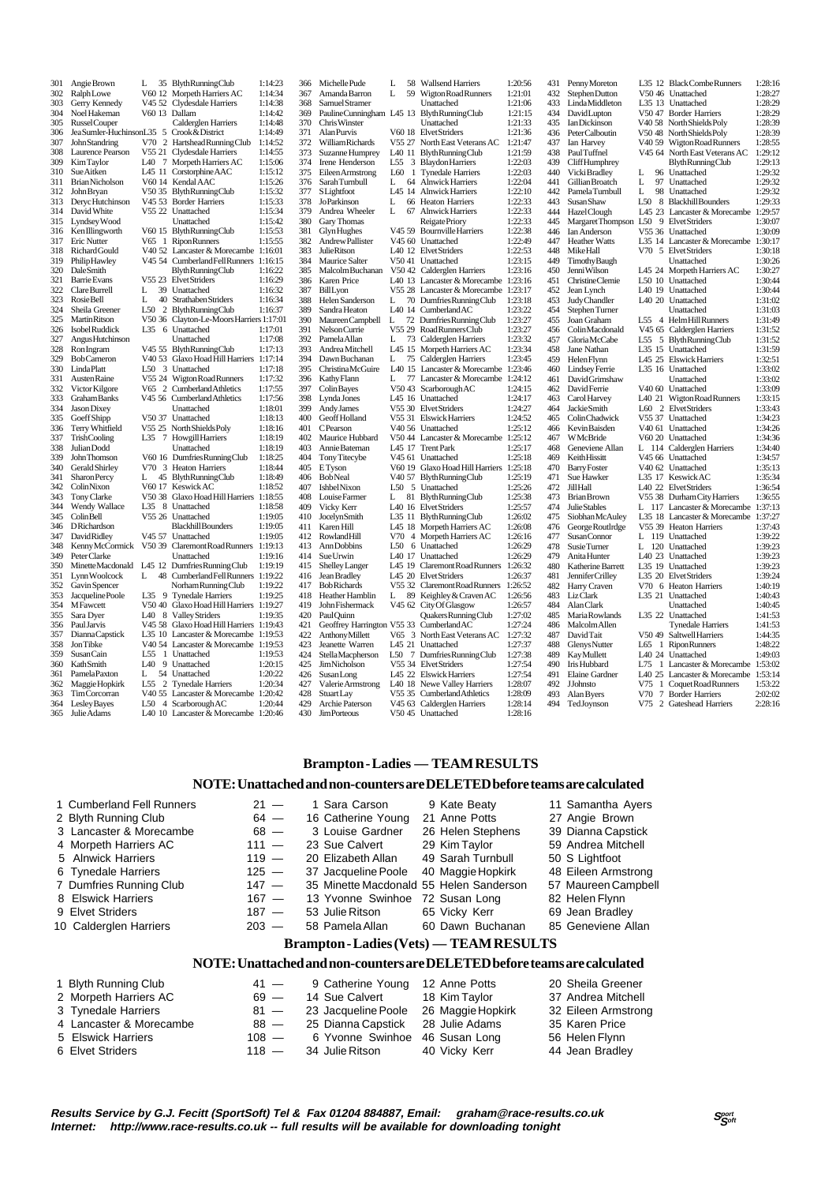| Pos | Name | Cat | Club | Time |
|---|---|---|---|---|
| 301 | Angie Brown | L 35 | Blyth Running Club | 1:14:23 |
| 302 | Ralph Lowe | V60 12 | Morpeth Harriers AC | 1:14:34 |
| 303 | Gerry Kennedy | V45 52 | Clydesdale Harriers | 1:14:38 |
| 304 | Noel Hakeman | V60 13 | Dallam | 1:14:42 |
| 305 | Russel Couper | | Calderglen Harriers | 1:14:48 |
| 306 | Jea Sumler-Huchinson | L35 5 | Crook & District | 1:14:49 |
| 307 | John Standring | V70 2 | Hartshead Running Club | 1:14:52 |
| 308 | Laurence Pearson | V55 21 | Clydesdale Harriers | 1:14:55 |
| 309 | Kim Taylor | L40 7 | Morpeth Harriers AC | 1:15:06 |
| 310 | Sue Aitken | L45 11 | Corstorphine AAC | 1:15:12 |
| 311 | Brian Nicholson | V60 14 | Kendal AAC | 1:15:26 |
| 312 | John Bryan | V50 35 | Blyth Running Club | 1:15:32 |
| 313 | Deryc Hutchinson | V45 53 | Border Harriers | 1:15:33 |
| 314 | David White | V55 22 | Unattached | 1:15:34 |
| 315 | Lyndsey Wood | | Unattached | 1:15:42 |
| 316 | Ken Illingworth | V60 15 | Blyth Running Club | 1:15:53 |
| 317 | Eric Nutter | V65 1 | Ripon Runners | 1:15:55 |
| 318 | Richard Gould | V40 52 | Lancaster & Morecambe | 1:16:01 |
| 319 | Philip Hawley | V45 54 | Cumberland Fell Runners | 1:16:15 |
| 320 | Dale Smith | | Blyth Running Club | 1:16:22 |
| 321 | Barrie Evans | V55 23 | Elvet Striders | 1:16:29 |
| 322 | Clare Burrell | L 39 | Unattached | 1:16:32 |
| 323 | Rosie Bell | L 40 | Strathaben Striders | 1:16:34 |
| 324 | Sheila Greener | L50 2 | Blyth Running Club | 1:16:37 |
| 325 | Martin Ritson | V50 36 | Clayton-Le-Moors Harriers | 1:17:01 |
| 326 | Isobel Ruddick | L35 6 | Unattached | 1:17:01 |
| 327 | Angus Hutchinson | | Unattached | 1:17:08 |
| 328 | Ron Ingram | V45 55 | Blyth Running Club | 1:17:13 |
| 329 | Bob Cameron | V40 53 | Glaxo Hoad Hill Harriers | 1:17:14 |
| 330 | Linda Platt | L50 3 | Unattached | 1:17:18 |
| 331 | Austen Raine | V55 24 | Wigton Road Runners | 1:17:32 |
| 332 | Victor Kilgore | V65 2 | Cumberland Athletics | 1:17:55 |
| 333 | Graham Banks | V45 56 | Cumberland Athletics | 1:17:56 |
| 334 | Jason Dixey | | Unattached | 1:18:01 |
| 335 | Geoff Shipp | V50 37 | Unattached | 1:18:13 |
| 336 | Terry Whitfield | V55 25 | North Shields Poly | 1:18:16 |
| 337 | Trish Cooling | L35 7 | Howgill Harriers | 1:18:19 |
| 338 | Julian Dodd | | Unattached | 1:18:19 |
| 339 | John Thomson | V60 16 | Dumfries Running Club | 1:18:25 |
| 340 | Gerald Shirley | V70 3 | Heaton Harriers | 1:18:44 |
| 341 | Sharon Percy | L 45 | Blyth Running Club | 1:18:49 |
| 342 | Colin Nixon | V60 17 | Keswick AC | 1:18:52 |
| 343 | Tony Clarke | V50 38 | Glaxo Hoad Hill Harriers | 1:18:55 |
| 344 | Wendy Wallace | L35 8 | Unattached | 1:18:58 |
| 345 | Colin Bell | V55 26 | Unattached | 1:19:05 |
| 346 | D Richardson | | Blackhill Bounders | 1:19:05 |
| 347 | David Ridley | V45 57 | Unattached | 1:19:05 |
| 348 | Kenny McCormick | V50 39 | Claremont Road Runners | 1:19:13 |
| 349 | Peter Clarke | | Unattached | 1:19:16 |
| 350 | Minette Macdonald | L45 12 | Dumfries Running Club | 1:19:19 |
| 351 | Lynn Woolcock | L 48 | Cumberland Fell Runners | 1:19:22 |
| 352 | Gavin Spencer | | Norham Running Club | 1:19:22 |
| 353 | Jacqueline Poole | L35 9 | Tynedale Harriers | 1:19:25 |
| 354 | M Fawcett | V50 40 | Glaxo Hoad Hill Harriers | 1:19:27 |
| 355 | Sara Dyer | L40 8 | Valley Striders | 1:19:35 |
| 356 | Paul Jarvis | V45 58 | Glaxo Hoad Hill Harriers | 1:19:43 |
| 357 | Dianna Capstick | L35 10 | Lancaster & Morecambe | 1:19:53 |
| 358 | Jon Tibke | V40 54 | Lancaster & Morecambe | 1:19:53 |
| 359 | Susan Cain | L55 1 | Unattached | 1:19:53 |
| 360 | Kath Smith | L40 9 | Unattached | 1:20:15 |
| 361 | Pamela Paxton | L 54 | Unattached | 1:20:22 |
| 362 | Maggie Hopkirk | L55 2 | Tynedale Harriers | 1:20:34 |
| 363 | Tim Corcorran | V40 55 | Lancaster & Morecambe | 1:20:42 |
| 364 | Lesley Bayes | L50 4 | Scarborough AC | 1:20:44 |
| 365 | Julie Adams | L40 10 | Lancaster & Morecambe | 1:20:46 |
| 366 | Michelle Pude | L 58 | Wallsend Harriers | 1:20:56 |
| 367 | Amanda Barron | L 59 | Wigton Road Runners | 1:21:01 |
| 368 | Samuel Stramer | | Unattached | 1:21:06 |
| 369 | Pauline Cunningham | L45 13 | Blyth Running Club | 1:21:15 |
| 370 | Chris Winster | | Unattached | 1:21:33 |
| 371 | Alan Purvis | V60 18 | Elvet Striders | 1:21:36 |
| 372 | William Richards | V55 27 | North East Veterans AC | 1:21:47 |
| 373 | Suzanne Humprey | L40 11 | Blyth Running Club | 1:21:59 |
| 374 | Irene Henderson | L55 3 | Blaydon Harriers | 1:22:03 |
| 375 | Eileen Armstrong | L60 1 | Tynedale Harriers | 1:22:03 |
| 376 | Sarah Turnbull | L 64 | Alnwick Harriers | 1:22:04 |
| 377 | S Lightfoot | L45 14 | Alnwick Harriers | 1:22:10 |
| 378 | Jo Parkinson | L 66 | Heaton Harriers | 1:22:33 |
| 379 | Andrea Wheeler | L 67 | Alnwick Harriers | 1:22:33 |
| 380 | Gary Thomas | | Reigate Priory | 1:22:33 |
| 381 | Glyn Hughes | V45 59 | Bournville Harriers | 1:22:38 |
| 382 | Andrew Pallister | V45 60 | Unattached | 1:22:49 |
| 383 | Julie Ritson | L40 12 | Elvet Striders | 1:22:53 |
| 384 | Maurice Salter | V50 41 | Unattached | 1:23:15 |
| 385 | Malcolm Buchanan | V50 42 | Calderglen Harriers | 1:23:16 |
| 386 | Karen Price | L40 13 | Lancaster & Morecambe | 1:23:16 |
| 387 | Bill Lyon | V55 28 | Lancaster & Morecambe | 1:23:17 |
| 388 | Helen Sanderson | L 70 | Dumfries Running Club | 1:23:18 |
| 389 | Sandra Heaton | L40 14 | Cumberland AC | 1:23:22 |
| 390 | Maureen Campbell | L 72 | Dumfries Running Club | 1:23:27 |
| 391 | Nelson Currie | V55 29 | Road Runners Club | 1:23:27 |
| 392 | Pamela Allan | L 73 | Calderglen Harriers | 1:23:32 |
| 393 | Andrea Mitchell | L45 15 | Morpeth Harriers AC | 1:23:34 |
| 394 | Dawn Buchanan | L 75 | Calderglen Harriers | 1:23:45 |
| 395 | Christina McGuire | L40 15 | Lancaster & Morecambe | 1:23:46 |
| 396 | Kathy Flann | L 77 | Lancaster & Morecambe | 1:24:12 |
| 397 | Colin Bayes | V50 43 | Scarborough AC | 1:24:15 |
| 398 | Lynda Jones | L45 16 | Unattached | 1:24:17 |
| 399 | Andy James | V55 30 | Elvet Striders | 1:24:27 |
| 400 | Geoff Holland | V55 31 | Elswick Harriers | 1:24:52 |
| 401 | C Pearson | V40 56 | Unattached | 1:25:12 |
| 402 | Maurice Hubbard | V50 44 | Lancaster & Morecambe | 1:25:12 |
| 403 | Annie Bateman | L45 17 | Trent Park | 1:25:17 |
| 404 | Tony Titecybe | V45 61 | Unattached | 1:25:18 |
| 405 | E Tyson | V60 19 | Glaxo Hoad Hill Harriers | 1:25:18 |
| 406 | Bob Neal | V40 57 | Blyth Running Club | 1:25:19 |
| 407 | Ishbel Nixon | L50 5 | Unattached | 1:25:26 |
| 408 | Louise Farmer | L 81 | Blyth Running Club | 1:25:38 |
| 409 | Vicky Kerr | L40 16 | Elvet Striders | 1:25:57 |
| 410 | Jocelyn Smith | L35 11 | Blyth Running Club | 1:26:02 |
| 411 | Karen Hill | L45 18 | Morpeth Harriers AC | 1:26:08 |
| 412 | Rowland Hill | V70 4 | Morpeth Harriers AC | 1:26:16 |
| 413 | Ann Dobbins | L50 6 | Unattached | 1:26:29 |
| 414 | Sue Urwin | L40 17 | Unattached | 1:26:29 |
| 415 | Shelley Langer | L45 19 | Claremont Road Runners | 1:26:32 |
| 416 | Jean Bradley | L45 20 | Elvet Striders | 1:26:37 |
| 417 | Bob Richards | V55 32 | Claremont Road Runners | 1:26:52 |
| 418 | Heather Hamblin | L 89 | Keighley & Craven AC | 1:26:56 |
| 419 | John Fishermack | V45 62 | City Of Glasgow | 1:26:57 |
| 420 | Paul Quinn | | Quakers Running Club | 1:27:02 |
| 421 | Geoffrey Harrington | V55 33 | Cumberland AC | 1:27:24 |
| 422 | Anthony Millett | V65 3 | North East Veterans AC | 1:27:32 |
| 423 | Jeanette Warren | L45 21 | Unattached | 1:27:37 |
| 424 | Stella Macpherson | L50 7 | Dumfries Running Club | 1:27:38 |
| 425 | Jim Nicholson | V55 34 | Elvet Striders | 1:27:54 |
| 426 | Susan Long | L45 22 | Elswick Harriers | 1:27:54 |
| 427 | Valerie Armstrong | L40 18 | Newe Valley Harriers | 1:28:07 |
| 428 | Stuart Lay | V55 35 | Cumberland Athletics | 1:28:09 |
| 429 | Archie Paterson | V45 63 | Calderglen Harriers | 1:28:14 |
| 430 | Jim Porteous | V50 45 | Unattached | 1:28:16 |
| 431 | Penny Moreton | L35 12 | Black Combe Runners | 1:28:16 |
| 432 | Stephen Dutton | V50 46 | Unattached | 1:28:27 |
| 433 | Linda Middleton | L35 13 | Unattached | 1:28:29 |
| 434 | David Lupton | V50 47 | Border Harriers | 1:28:29 |
| 435 | Ian Dickinson | V40 58 | North Shields Poly | 1:28:39 |
| 436 | Peter Calboutin | V50 48 | North Shields Poly | 1:28:39 |
| 437 | Ian Harvey | V40 59 | Wigton Road Runners | 1:28:55 |
| 438 | Paul Tuffnel | V45 64 | North East Veterans AC | 1:29:12 |
| 439 | Cliff Humphrey | | Blyth Running Club | 1:29:13 |
| 440 | Vicki Bradley | L 96 | Unattached | 1:29:32 |
| 441 | Gillian Broatch | L 97 | Unattached | 1:29:32 |
| 442 | Pamela Turnbull | L 98 | Unattached | 1:29:32 |
| 443 | Susan Shaw | L50 8 | Blackhill Bounders | 1:29:33 |
| 444 | Hazel Clough | L45 23 | Lancaster & Morecambe | 1:29:57 |
| 445 | Margaret Thompson | L50 9 | Elvet Striders | 1:30:07 |
| 446 | Ian Anderson | V55 36 | Unattached | 1:30:09 |
| 447 | Heather Watts | L35 14 | Lancaster & Morecambe | 1:30:17 |
| 448 | Mike Hall | V70 5 | Elvet Striders | 1:30:18 |
| 449 | Timothy Baugh | | Unattached | 1:30:26 |
| 450 | Jenni Wilson | L45 24 | Morpeth Harriers AC | 1:30:27 |
| 451 | Christine Clemie | L50 10 | Unattached | 1:30:44 |
| 452 | Jean Lynch | L40 19 | Unattached | 1:30:44 |
| 453 | Judy Chandler | L40 20 | Unattached | 1:31:02 |
| 454 | Stephen Turner | | Unattached | 1:31:03 |
| 455 | Joan Graham | L55 4 | Helm Hill Runners | 1:31:49 |
| 456 | Colin Macdonald | V45 65 | Calderglen Harriers | 1:31:52 |
| 457 | Gloria McCabe | L55 5 | Blyth Running Club | 1:31:52 |
| 458 | Jane Nathan | L35 15 | Unattached | 1:31:59 |
| 459 | Helen Flynn | L45 25 | Elswick Harriers | 1:32:51 |
| 460 | Lindsey Ferrie | L35 16 | Unattached | 1:33:02 |
| 461 | David Grimshaw | | Unattached | 1:33:02 |
| 462 | David Ferrie | V40 60 | Unattached | 1:33:09 |
| 463 | Carol Harvey | L40 21 | Wigton Road Runners | 1:33:15 |
| 464 | Jackie Smith | L60 2 | Elvet Striders | 1:33:43 |
| 465 | Colin Chadwick | V55 37 | Unattached | 1:34:23 |
| 466 | Kevin Baisden | V40 61 | Unattached | 1:34:26 |
| 467 | W McBride | V60 20 | Unattached | 1:34:36 |
| 468 | Geneviene Allan | L 114 | Calderglen Harriers | 1:34:40 |
| 469 | Keith Hissitt | V45 66 | Unattached | 1:34:57 |
| 470 | Barry Foster | V40 62 | Unattached | 1:35:13 |
| 471 | Sue Hawker | L35 17 | Keswick AC | 1:35:34 |
| 472 | Jill Hall | L40 22 | Elvet Striders | 1:36:54 |
| 473 | Brian Brown | V55 38 | Durham City Harriers | 1:36:55 |
| 474 | Julie Stables | L 117 | Lancaster & Morecambe | 1:37:13 |
| 475 | Siobhan McAuley | L35 18 | Lancaster & Morecambe | 1:37:27 |
| 476 | George Routlrdge | V55 39 | Heaton Harriers | 1:37:43 |
| 477 | Susan Connor | L 119 | Unattached | 1:39:22 |
| 478 | Susie Turner | L 120 | Unattached | 1:39:23 |
| 479 | Anita Hunter | L40 23 | Unattached | 1:39:23 |
| 480 | Katherine Barrett | L35 19 | Unattached | 1:39:23 |
| 481 | Jennifer Crilley | L35 20 | Elvet Striders | 1:39:24 |
| 482 | Harry Craven | V70 6 | Heaton Harriers | 1:40:19 |
| 483 | Liz Clark | L35 21 | Unattached | 1:40:43 |
| 484 | Alan Clark | | Unattached | 1:40:45 |
| 485 | Maria Rowlands | L35 22 | Unattached | 1:41:53 |
| 486 | Malcolm Allen | | Tynedale Harriers | 1:41:53 |
| 487 | David Tait | V50 49 | Saltwell Harriers | 1:44:35 |
| 488 | Glenys Nutter | L65 1 | Ripon Runners | 1:48:22 |
| 489 | Kay Mullett | L40 24 | Unattached | 1:49:03 |
| 490 | Iris Hubbard | L75 1 | Lancaster & Morecambe | 1:53:02 |
| 491 | Elaine Gardner | L40 25 | Lancaster & Morecambe | 1:53:14 |
| 492 | J Johnsto | V75 1 | Coquet Road Runners | 1:53:22 |
| 493 | Alan Byers | V70 7 | Border Harriers | 2:02:02 |
| 494 | Ted Joynson | V75 2 | Gateshead Harriers | 2:28:16 |

## Brampton - Ladies — TEAM RESULTS

### NOTE: Unattached and non-counters are DELETED before teams are calculated

| Pos | Team | Pts | Runner 1 | Runner 2 | Runner 3 |
|---|---|---|---|---|---|
| 1 | Cumberland Fell Runners | 21 — | 1 Sara Carson | 9 Kate Beaty | 11 Samantha Ayers |
| 2 | Blyth Running Club | 64 — | 16 Catherine Young | 21 Anne Potts | 27 Angie Brown |
| 3 | Lancaster & Morecambe | 68 — | 3 Louise Gardner | 26 Helen Stephens | 39 Dianna Capstick |
| 4 | Morpeth Harriers AC | 111 — | 23 Sue Calvert | 29 Kim Taylor | 59 Andrea Mitchell |
| 5 | Alnwick Harriers | 119 — | 20 Elizabeth Allan | 49 Sarah Turnbull | 50 S Lightfoot |
| 6 | Tynedale Harriers | 125 — | 37 Jacqueline Poole | 40 Maggie Hopkirk | 48 Eileen Armstrong |
| 7 | Dumfries Running Club | 147 — | 35 Minette Macdonald | 55 Helen Sanderson | 57 Maureen Campbell |
| 8 | Elswick Harriers | 167 — | 13 Yvonne Swinhoe | 72 Susan Long | 82 Helen Flynn |
| 9 | Elvet Striders | 187 — | 53 Julie Ritson | 65 Vicky Kerr | 69 Jean Bradley |
| 10 | Calderglen Harriers | 203 — | 58 Pamela Allan | 60 Dawn Buchanan | 85 Geneviene Allan |

## Brampton - Ladies (Vets) — TEAM RESULTS

### NOTE: Unattached and non-counters are DELETED before teams are calculated

| Pos | Team | Pts | Runner 1 | Runner 2 | Runner 3 |
|---|---|---|---|---|---|
| 1 | Blyth Running Club | 41 — | 9 Catherine Young | 12 Anne Potts | 20 Sheila Greener |
| 2 | Morpeth Harriers AC | 69 — | 14 Sue Calvert | 18 Kim Taylor | 37 Andrea Mitchell |
| 3 | Tynedale Harriers | 81 — | 23 Jacqueline Poole | 26 Maggie Hopkirk | 32 Eileen Armstrong |
| 4 | Lancaster & Morecambe | 88 — | 25 Dianna Capstick | 28 Julie Adams | 35 Karen Price |
| 5 | Elswick Harriers | 108 — | 6 Yvonne Swinhoe | 46 Susan Long | 56 Helen Flynn |
| 6 | Elvet Striders | 118 — | 34 Julie Ritson | 40 Vicky Kerr | 44 Jean Bradley |

***Results Service by G.J. Fecitt (SportSoft) Tel & Fax 01204 884887, Email: graham@race-results.co.uk***
***Internet: http://www.race-results.co.uk -- full results will be available for downloading tonight***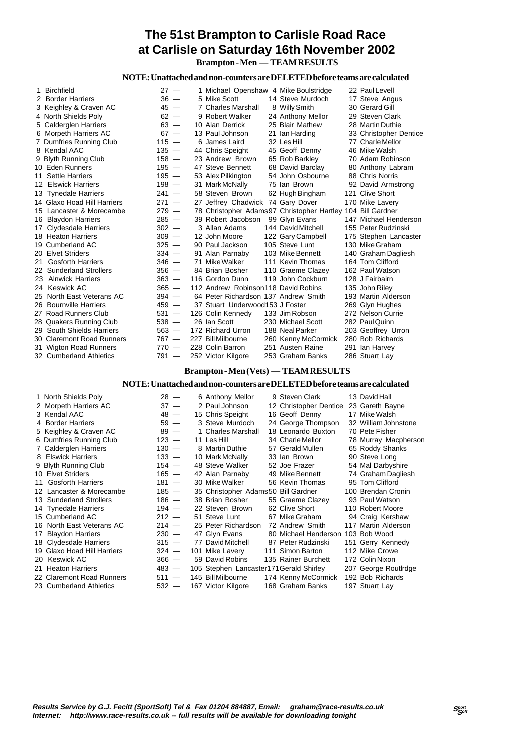# The 51st Brampton to Carlisle Road Race at Carlisle on Saturday 16th November 2002

## Brampton - Men — TEAM RESULTS

**NOTE: Unattached and non-counters are DELETED before teams are calculated**

| | | | | | |
|---|---|---|---|---|---|
| 1 | Birchfield | 27 — | 1 Michael Openshaw | 4 Mike Boulstridge | 22 Paul Levell |
| 2 | Border Harriers | 36 — | 5 Mike Scott | 14 Steve Murdoch | 17 Steve Angus |
| 3 | Keighley & Craven AC | 45 — | 7 Charles Marshall | 8 Willy Smith | 30 Gerard Gill |
| 4 | North Shields Poly | 62 — | 9 Robert Walker | 24 Anthony Mellor | 29 Steven Clark |
| 5 | Calderglen Harriers | 63 — | 10 Alan Derrick | 25 Blair Mathew | 28 Martin Duthie |
| 6 | Morpeth Harriers AC | 67 — | 13 Paul Johnson | 21 Ian Harding | 33 Christopher Dentice |
| 7 | Dumfries Running Club | 115 — | 6 James Laird | 32 Les Hill | 77 Charle Mellor |
| 8 | Kendal AAC | 135 — | 44 Chris Speight | 45 Geoff Denny | 46 Mike Walsh |
| 9 | Blyth Running Club | 158 — | 23 Andrew Brown | 65 Rob Barkley | 70 Adam Robinson |
| 10 | Eden Runners | 195 — | 47 Steve Bennett | 68 David Barclay | 80 Anthony Labram |
| 11 | Settle Harriers | 195 — | 53 Alex Pilkington | 54 John Osbourne | 88 Chris Norris |
| 12 | Elswick Harriers | 198 — | 31 Mark McNally | 75 Ian Brown | 92 David Armstrong |
| 13 | Tynedale Harriers | 241 — | 58 Steven Brown | 62 Hugh Bingham | 121 Clive Short |
| 14 | Glaxo Hoad Hill Harriers | 271 — | 27 Jeffrey Chadwick | 74 Gary Dover | 170 Mike Lavery |
| 15 | Lancaster & Morecambe | 279 — | 78 Christopher Adams | 97 Christopher Hartley | 104 Bill Gardner |
| 16 | Blaydon Harriers | 285 — | 39 Robert Jacobson | 99 Glyn Evans | 147 Michael Henderson |
| 17 | Clydesdale Harriers | 302 — | 3 Allan Adams | 144 David Mitchell | 155 Peter Rudzinski |
| 18 | Heaton Harriers | 309 — | 12 John Moore | 122 Gary Campbell | 175 Stephen Lancaster |
| 19 | Cumberland AC | 325 — | 90 Paul Jackson | 105 Steve Lunt | 130 Mike Graham |
| 20 | Elvet Striders | 334 — | 91 Alan Parnaby | 103 Mike Bennett | 140 Graham Dagliesh |
| 21 | Gosforth Harriers | 346 — | 71 Mike Walker | 111 Kevin Thomas | 164 Tom Clifford |
| 22 | Sunderland Strollers | 356 — | 84 Brian Bosher | 110 Graeme Clazey | 162 Paul Watson |
| 23 | Alnwick Harriers | 363 — | 116 Gordon Dunn | 119 John Cockburn | 128 J Fairbairn |
| 24 | Keswick AC | 365 — | 112 Andrew Robinson | 118 David Robins | 135 John Riley |
| 25 | North East Veterans AC | 394 — | 64 Peter Richardson | 137 Andrew Smith | 193 Martin Alderson |
| 26 | Bournville Harriers | 459 — | 37 Stuart Underwood | 153 J Foster | 269 Glyn Hughes |
| 27 | Road Runners Club | 531 — | 126 Colin Kennedy | 133 Jim Robson | 272 Nelson Currie |
| 28 | Quakers Running Club | 538 — | 26 Ian Scott | 230 Michael Scott | 282 Paul Quinn |
| 29 | South Shields Harriers | 563 — | 172 Richard Urron | 188 Neal Parker | 203 Geoffrey Urron |
| 30 | Claremont Road Runners | 767 — | 227 Bill Milbourne | 260 Kenny McCormick | 280 Bob Richards |
| 31 | Wigton Road Runners | 770 — | 228 Colin Barron | 251 Austen Raine | 291 Ian Harvey |
| 32 | Cumberland Athletics | 791 — | 252 Victor Kilgore | 253 Graham Banks | 286 Stuart Lay |

## Brampton - Men (Vets) — TEAM RESULTS

**NOTE: Unattached and non-counters are DELETED before teams are calculated**

| | | | | | |
|---|---|---|---|---|---|
| 1 | North Shields Poly | 28 — | 6 Anthony Mellor | 9 Steven Clark | 13 David Hall |
| 2 | Morpeth Harriers AC | 37 — | 2 Paul Johnson | 12 Christopher Dentice | 23 Gareth Bayne |
| 3 | Kendal AAC | 48 — | 15 Chris Speight | 16 Geoff Denny | 17 Mike Walsh |
| 4 | Border Harriers | 59 — | 3 Steve Murdoch | 24 George Thompson | 32 William Johnstone |
| 5 | Keighley & Craven AC | 89 — | 1 Charles Marshall | 18 Leonardo Buxton | 70 Pete Fisher |
| 6 | Dumfries Running Club | 123 — | 11 Les Hill | 34 Charle Mellor | 78 Murray Macpherson |
| 7 | Calderglen Harriers | 130 — | 8 Martin Duthie | 57 Gerald Mullen | 65 Roddy Shanks |
| 8 | Elswick Harriers | 133 — | 10 Mark McNally | 33 Ian Brown | 90 Steve Long |
| 9 | Blyth Running Club | 154 — | 48 Steve Walker | 52 Joe Frazer | 54 Mal Darbyshire |
| 10 | Elvet Striders | 165 — | 42 Alan Parnaby | 49 Mike Bennett | 74 Graham Dagliesh |
| 11 | Gosforth Harriers | 181 — | 30 Mike Walker | 56 Kevin Thomas | 95 Tom Clifford |
| 12 | Lancaster & Morecambe | 185 — | 35 Christopher Adams | 50 Bill Gardner | 100 Brendan Cronin |
| 13 | Sunderland Strollers | 186 — | 38 Brian Bosher | 55 Graeme Clazey | 93 Paul Watson |
| 14 | Tynedale Harriers | 194 — | 22 Steven Brown | 62 Clive Short | 110 Robert Moore |
| 15 | Cumberland AC | 212 — | 51 Steve Lunt | 67 Mike Graham | 94 Craig Kershaw |
| 16 | North East Veterans AC | 214 — | 25 Peter Richardson | 72 Andrew Smith | 117 Martin Alderson |
| 17 | Blaydon Harriers | 230 — | 47 Glyn Evans | 80 Michael Henderson | 103 Bob Wood |
| 18 | Clydesdale Harriers | 315 — | 77 David Mitchell | 87 Peter Rudzinski | 151 Gerry Kennedy |
| 19 | Glaxo Hoad Hill Harriers | 324 — | 101 Mike Lavery | 111 Simon Barton | 112 Mike Crowe |
| 20 | Keswick AC | 366 — | 59 David Robins | 135 Rainer Burchett | 172 Colin Nixon |
| 21 | Heaton Harriers | 483 — | 105 Stephen Lancaster | 171 Gerald Shirley | 207 George Routlrdge |
| 22 | Claremont Road Runners | 511 — | 145 Bill Milbourne | 174 Kenny McCormick | 192 Bob Richards |
| 23 | Cumberland Athletics | 532 — | 167 Victor Kilgore | 168 Graham Banks | 197 Stuart Lay |

*Results Service by G.J. Fecitt (SportSoft) Tel & Fax 01204 884887, Email: graham@race-results.co.uk*
*Internet: http://www.race-results.co.uk -- full results will be available for downloading tonight*